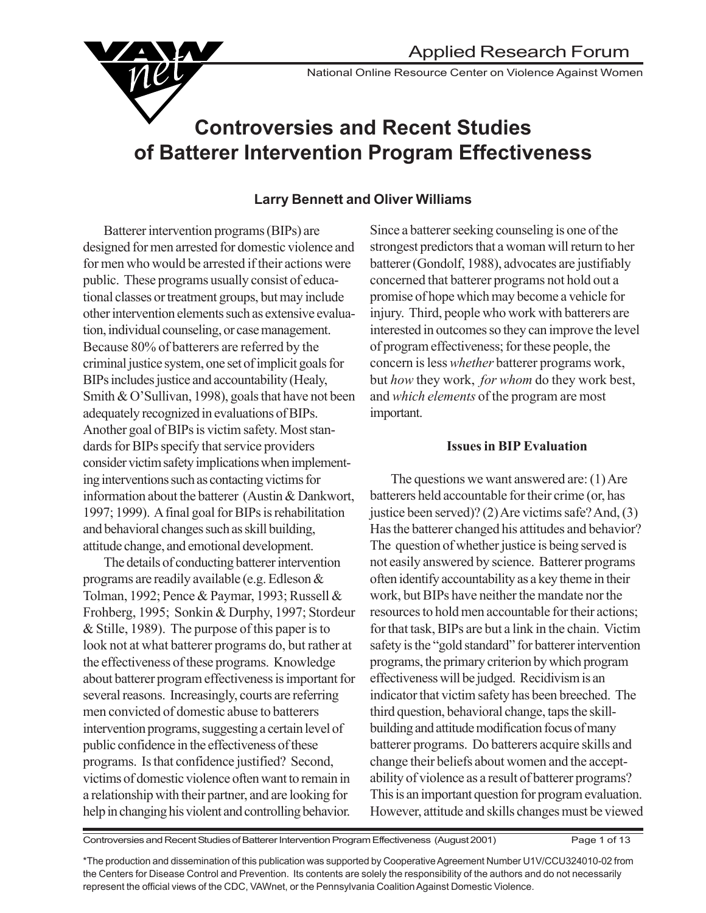Applied Research Forum

National Online Resource Center on Violence Against Women

# Controversies and Recent Studies of Batterer Intervention Program Effectiveness

**Larry Bennett and Oliver Williams**

Batterer intervention programs (BIPs) are designed for men arrested for domestic violence and for men who would be arrested if their actions were public. These programs usually consist of educational classes or treatment groups, but may include other intervention elements such as extensive evaluation, individual counseling, or case management. Because 80% of batterers are referred by the criminal justice system, one set of implicit goals for BIPs includes justice and accountability (Healy, Smith & O'Sullivan, 1998), goals that have not been adequately recognized in evaluations of BIPs. Another goal of BIPs is victim safety. Most standards for BIPs specify that service providers consider victim safety implications when implementing interventions such as contacting victims for information about the batterer (Austin & Dankwort, 1997; 1999). A final goal for BIPs is rehabilitation and behavioral changes such as skill building, attitude change, and emotional development.

The details of conducting batterer intervention programs are readily available (e.g. Edleson & Tolman, 1992; Pence & Paymar, 1993; Russell & Frohberg, 1995; Sonkin & Durphy, 1997; Stordeur & Stille, 1989). The purpose of this paper is to look not at what batterer programs do, but rather at the effectiveness of these programs. Knowledge about batterer program effectiveness is important for several reasons. Increasingly, courts are referring men convicted of domestic abuse to batterers intervention programs, suggesting a certain level of public confidence in the effectiveness of these programs. Is that confidence justified? Second, victims of domestic violence often want to remain in a relationship with their partner, and are looking for help in changing his violent and controlling behavior. Since a batterer seeking counseling is one of the strongest predictors that a woman will return to her batterer (Gondolf, 1988), advocates are justifiably concerned that batterer programs not hold out a promise of hope which may become a vehicle for injury. Third, people who work with batterers are interested in outcomes so they can improve the level of program effectiveness; for these people, the concern is less *whether* batterer programs work, but *how* they work, *for whom* do they work best, and *which elements* of the program are most important.

## Issues in BIP Evaluation

The questions we want answered are: (1) Are batterers held accountable for their crime (or, has justice been served)? (2) Are victims safe? And, (3) Has the batterer changed his attitudes and behavior? The question of whether justice is being served is not easily answered by science. Batterer programs often identify accountability as a key theme in their work, but BIPs have neither the mandate nor the resources to hold men accountable for their actions; for that task, BIPs are but a link in the chain. Victim safety is the "gold standard" for batterer intervention programs, the primary criterion by which program effectiveness will be judged. Recidivism is an indicator that victim safety has been breeched. The third question, behavioral change, taps the skill-building and attitude modification focus of many batterer programs. Do batterers acquire skills and change their beliefs about women and the acceptability of violence as a result of batterer programs? This is an important question for program evaluation. However, attitude and skills changes must be viewed

*The production and dissemination of this publication was supported by Cooperative Agreement Number U1V/CCU324010-02 from the Centers for Disease Control and Prevention. Its contents are solely the responsibility of the authors and do not necessarily represent the official views of the CDC, VAWnet, or the Pennsylvania Coalition Against Domestic Violence.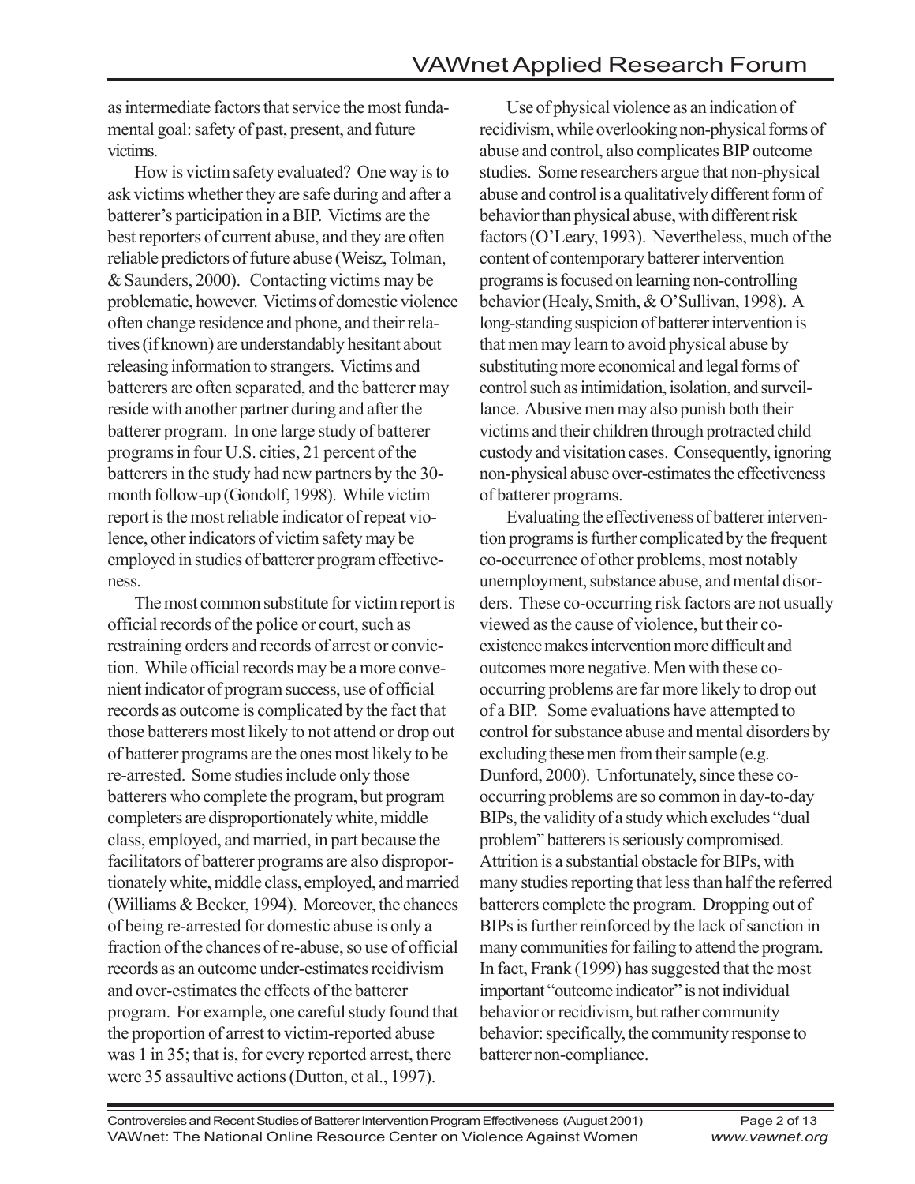as intermediate factors that service the most fundamental goal: safety of past, present, and future victims.

How is victim safety evaluated? One way is to ask victims whether they are safe during and after a batterer's participation in a BIP. Victims are the best reporters of current abuse, and they are often reliable predictors of future abuse (Weisz, Tolman, & Saunders, 2000). Contacting victims may be problematic, however. Victims of domestic violence often change residence and phone, and their relatives (if known) are understandably hesitant about releasing information to strangers. Victims and batterers are often separated, and the batterer may reside with another partner during and after the batterer program. In one large study of batterer programs in four U.S. cities, 21 percent of the batterers in the study had new partners by the 30-month follow-up (Gondolf, 1998). While victim report is the most reliable indicator of repeat violence, other indicators of victim safety may be employed in studies of batterer program effectiveness.

The most common substitute for victim report is official records of the police or court, such as restraining orders and records of arrest or conviction. While official records may be a more convenient indicator of program success, use of official records as outcome is complicated by the fact that those batterers most likely to not attend or drop out of batterer programs are the ones most likely to be re-arrested. Some studies include only those batterers who complete the program, but program completers are disproportionately white, middle class, employed, and married, in part because the facilitators of batterer programs are also disproportionately white, middle class, employed, and married (Williams & Becker, 1994). Moreover, the chances of being re-arrested for domestic abuse is only a fraction of the chances of re-abuse, so use of official records as an outcome under-estimates recidivism and over-estimates the effects of the batterer program. For example, one careful study found that the proportion of arrest to victim-reported abuse was 1 in 35; that is, for every reported arrest, there were 35 assaultive actions (Dutton, et al., 1997).

Use of physical violence as an indication of recidivism, while overlooking non-physical forms of abuse and control, also complicates BIP outcome studies. Some researchers argue that non-physical abuse and control is a qualitatively different form of behavior than physical abuse, with different risk factors (O'Leary, 1993). Nevertheless, much of the content of contemporary batterer intervention programs is focused on learning non-controlling behavior (Healy, Smith, & O'Sullivan, 1998). A long-standing suspicion of batterer intervention is that men may learn to avoid physical abuse by substituting more economical and legal forms of control such as intimidation, isolation, and surveillance. Abusive men may also punish both their victims and their children through protracted child custody and visitation cases. Consequently, ignoring non-physical abuse over-estimates the effectiveness of batterer programs.

Evaluating the effectiveness of batterer intervention programs is further complicated by the frequent co-occurrence of other problems, most notably unemployment, substance abuse, and mental disorders. These co-occurring risk factors are not usually viewed as the cause of violence, but their co-existence makes intervention more difficult and outcomes more negative. Men with these co-occurring problems are far more likely to drop out of a BIP. Some evaluations have attempted to control for substance abuse and mental disorders by excluding these men from their sample (e.g. Dunford, 2000). Unfortunately, since these co-occurring problems are so common in day-to-day BIPs, the validity of a study which excludes "dual problem" batterers is seriously compromised. Attrition is a substantial obstacle for BIPs, with many studies reporting that less than half the referred batterers complete the program. Dropping out of BIPs is further reinforced by the lack of sanction in many communities for failing to attend the program. In fact, Frank (1999) has suggested that the most important "outcome indicator" is not individual behavior or recidivism, but rather community behavior: specifically, the community response to batterer non-compliance.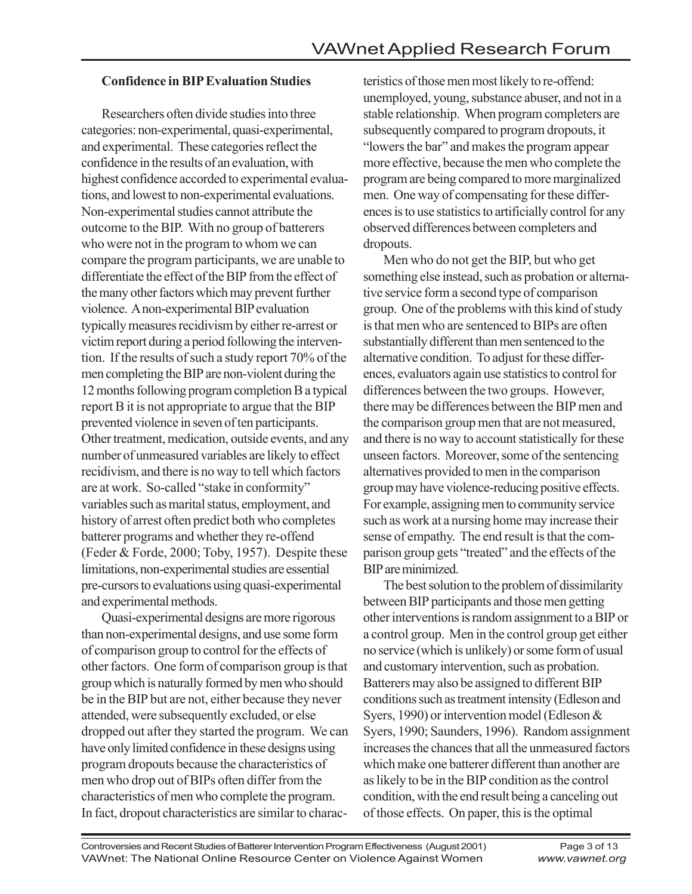### Confidence in BIP Evaluation Studies

Researchers often divide studies into three categories: non-experimental, quasi-experimental, and experimental. These categories reflect the confidence in the results of an evaluation, with highest confidence accorded to experimental evaluations, and lowest to non-experimental evaluations. Non-experimental studies cannot attribute the outcome to the BIP. With no group of batterers who were not in the program to whom we can compare the program participants, we are unable to differentiate the effect of the BIP from the effect of the many other factors which may prevent further violence. A non-experimental BIP evaluation typically measures recidivism by either re-arrest or victim report during a period following the intervention. If the results of such a study report 70% of the men completing the BIP are non-violent during the 12 months following program completion B a typical report B it is not appropriate to argue that the BIP prevented violence in seven of ten participants. Other treatment, medication, outside events, and any number of unmeasured variables are likely to effect recidivism, and there is no way to tell which factors are at work. So-called "stake in conformity" variables such as marital status, employment, and history of arrest often predict both who completes batterer programs and whether they re-offend (Feder & Forde, 2000; Toby, 1957). Despite these limitations, non-experimental studies are essential pre-cursors to evaluations using quasi-experimental and experimental methods.

Quasi-experimental designs are more rigorous than non-experimental designs, and use some form of comparison group to control for the effects of other factors. One form of comparison group is that group which is naturally formed by men who should be in the BIP but are not, either because they never attended, were subsequently excluded, or else dropped out after they started the program. We can have only limited confidence in these designs using program dropouts because the characteristics of men who drop out of BIPs often differ from the characteristics of men who complete the program. In fact, dropout characteristics are similar to characteristics of those men most likely to re-offend: unemployed, young, substance abuser, and not in a stable relationship. When program completers are subsequently compared to program dropouts, it "lowers the bar" and makes the program appear more effective, because the men who complete the program are being compared to more marginalized men. One way of compensating for these differences is to use statistics to artificially control for any observed differences between completers and dropouts.

Men who do not get the BIP, but who get something else instead, such as probation or alternative service form a second type of comparison group. One of the problems with this kind of study is that men who are sentenced to BIPs are often substantially different than men sentenced to the alternative condition. To adjust for these differences, evaluators again use statistics to control for differences between the two groups. However, there may be differences between the BIP men and the comparison group men that are not measured, and there is no way to account statistically for these unseen factors. Moreover, some of the sentencing alternatives provided to men in the comparison group may have violence-reducing positive effects. For example, assigning men to community service such as work at a nursing home may increase their sense of empathy. The end result is that the comparison group gets "treated" and the effects of the BIP are minimized.

The best solution to the problem of dissimilarity between BIP participants and those men getting other interventions is random assignment to a BIP or a control group. Men in the control group get either no service (which is unlikely) or some form of usual and customary intervention, such as probation. Batterers may also be assigned to different BIP conditions such as treatment intensity (Edleson and Syers, 1990) or intervention model (Edleson & Syers, 1990; Saunders, 1996). Random assignment increases the chances that all the unmeasured factors which make one batterer different than another are as likely to be in the BIP condition as the control condition, with the end result being a canceling out of those effects. On paper, this is the optimal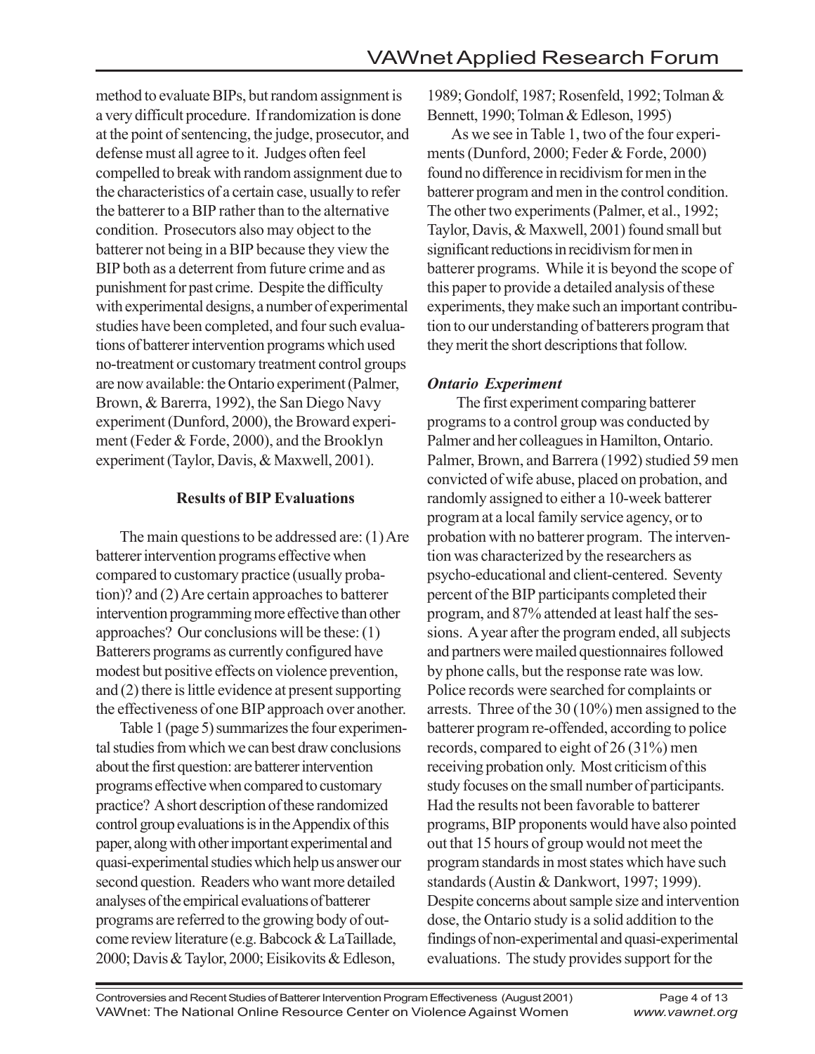method to evaluate BIPs, but random assignment is a very difficult procedure. If randomization is done at the point of sentencing, the judge, prosecutor, and defense must all agree to it. Judges often feel compelled to break with random assignment due to the characteristics of a certain case, usually to refer the batterer to a BIP rather than to the alternative condition. Prosecutors also may object to the batterer not being in a BIP because they view the BIP both as a deterrent from future crime and as punishment for past crime. Despite the difficulty with experimental designs, a number of experimental studies have been completed, and four such evaluations of batterer intervention programs which used no-treatment or customary treatment control groups are now available: the Ontario experiment (Palmer, Brown, & Barerra, 1992), the San Diego Navy experiment (Dunford, 2000), the Broward experiment (Feder & Forde, 2000), and the Brooklyn experiment (Taylor, Davis, & Maxwell, 2001).

**Results of BIP Evaluations**

The main questions to be addressed are: (1) Are batterer intervention programs effective when compared to customary practice (usually probation)? and (2) Are certain approaches to batterer intervention programming more effective than other approaches? Our conclusions will be these: (1) Batterers programs as currently configured have modest but positive effects on violence prevention, and (2) there is little evidence at present supporting the effectiveness of one BIP approach over another.

Table 1 (page 5) summarizes the four experimental studies from which we can best draw conclusions about the first question: are batterer intervention programs effective when compared to customary practice? A short description of these randomized control group evaluations is in the Appendix of this paper, along with other important experimental and quasi-experimental studies which help us answer our second question. Readers who want more detailed analyses of the empirical evaluations of batterer programs are referred to the growing body of outcome review literature (e.g. Babcock & LaTaillade, 2000; Davis & Taylor, 2000; Eisikovits & Edleson, 1989; Gondolf, 1987; Rosenfeld, 1992; Tolman & Bennett, 1990; Tolman & Edleson, 1995)

As we see in Table 1, two of the four experiments (Dunford, 2000; Feder & Forde, 2000) found no difference in recidivism for men in the batterer program and men in the control condition. The other two experiments (Palmer, et al., 1992; Taylor, Davis, & Maxwell, 2001) found small but significant reductions in recidivism for men in batterer programs. While it is beyond the scope of this paper to provide a detailed analysis of these experiments, they make such an important contribution to our understanding of batterers program that they merit the short descriptions that follow.

***Ontario Experiment***

The first experiment comparing batterer programs to a control group was conducted by Palmer and her colleagues in Hamilton, Ontario. Palmer, Brown, and Barrera (1992) studied 59 men convicted of wife abuse, placed on probation, and randomly assigned to either a 10-week batterer program at a local family service agency, or to probation with no batterer program. The intervention was characterized by the researchers as psycho-educational and client-centered. Seventy percent of the BIP participants completed their program, and 87% attended at least half the sessions. A year after the program ended, all subjects and partners were mailed questionnaires followed by phone calls, but the response rate was low. Police records were searched for complaints or arrests. Three of the 30 (10%) men assigned to the batterer program re-offended, according to police records, compared to eight of 26 (31%) men receiving probation only. Most criticism of this study focuses on the small number of participants. Had the results not been favorable to batterer programs, BIP proponents would have also pointed out that 15 hours of group would not meet the program standards in most states which have such standards (Austin & Dankwort, 1997; 1999). Despite concerns about sample size and intervention dose, the Ontario study is a solid addition to the findings of non-experimental and quasi-experimental evaluations. The study provides support for the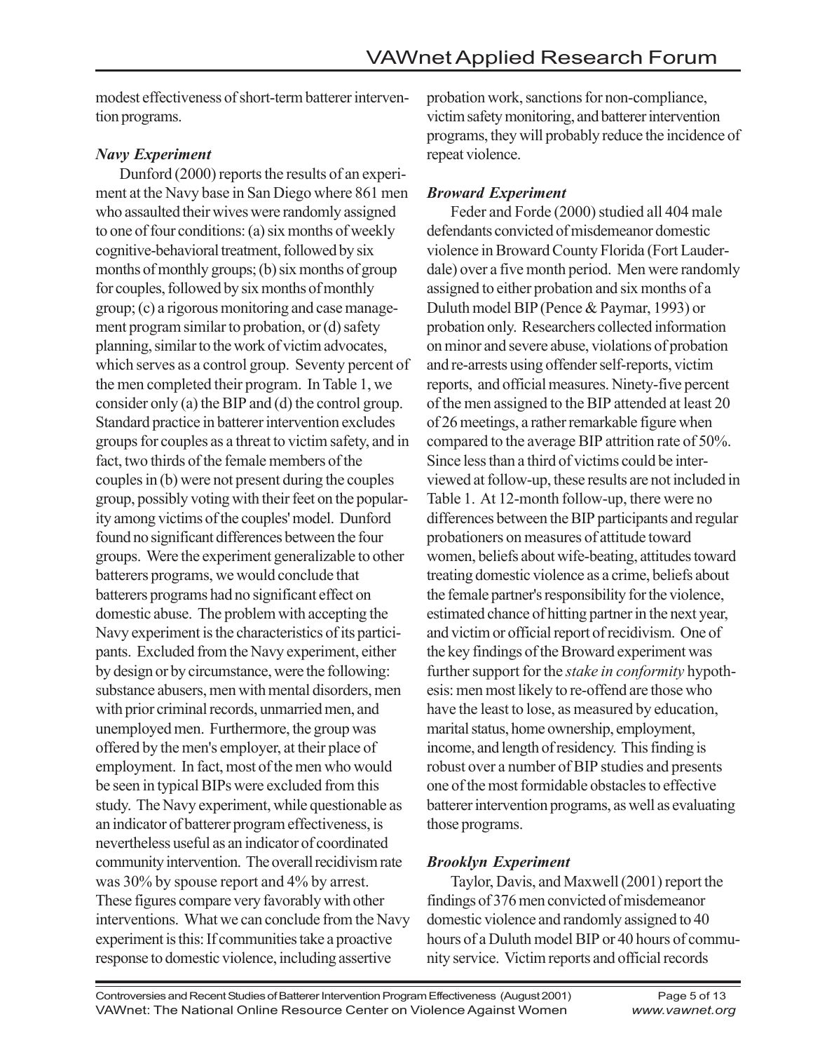modest effectiveness of short-term batterer intervention programs.

### *Navy Experiment*

Dunford (2000) reports the results of an experiment at the Navy base in San Diego where 861 men who assaulted their wives were randomly assigned to one of four conditions: (a) six months of weekly cognitive-behavioral treatment, followed by six months of monthly groups; (b) six months of group for couples, followed by six months of monthly group; (c) a rigorous monitoring and case management program similar to probation, or (d) safety planning, similar to the work of victim advocates, which serves as a control group. Seventy percent of the men completed their program. In Table 1, we consider only (a) the BIP and (d) the control group. Standard practice in batterer intervention excludes groups for couples as a threat to victim safety, and in fact, two thirds of the female members of the couples in (b) were not present during the couples group, possibly voting with their feet on the popularity among victims of the couples' model. Dunford found no significant differences between the four groups. Were the experiment generalizable to other batterers programs, we would conclude that batterers programs had no significant effect on domestic abuse. The problem with accepting the Navy experiment is the characteristics of its participants. Excluded from the Navy experiment, either by design or by circumstance, were the following: substance abusers, men with mental disorders, men with prior criminal records, unmarried men, and unemployed men. Furthermore, the group was offered by the men's employer, at their place of employment. In fact, most of the men who would be seen in typical BIPs were excluded from this study. The Navy experiment, while questionable as an indicator of batterer program effectiveness, is nevertheless useful as an indicator of coordinated community intervention. The overall recidivism rate was 30% by spouse report and 4% by arrest. These figures compare very favorably with other interventions. What we can conclude from the Navy experiment is this: If communities take a proactive response to domestic violence, including assertive probation work, sanctions for non-compliance, victim safety monitoring, and batterer intervention programs, they will probably reduce the incidence of repeat violence.

### *Broward Experiment*

Feder and Forde (2000) studied all 404 male defendants convicted of misdemeanor domestic violence in Broward County Florida (Fort Lauderdale) over a five month period. Men were randomly assigned to either probation and six months of a Duluth model BIP (Pence & Paymar, 1993) or probation only. Researchers collected information on minor and severe abuse, violations of probation and re-arrests using offender self-reports, victim reports, and official measures. Ninety-five percent of the men assigned to the BIP attended at least 20 of 26 meetings, a rather remarkable figure when compared to the average BIP attrition rate of 50%. Since less than a third of victims could be interviewed at follow-up, these results are not included in Table 1. At 12-month follow-up, there were no differences between the BIP participants and regular probationers on measures of attitude toward women, beliefs about wife-beating, attitudes toward treating domestic violence as a crime, beliefs about the female partner's responsibility for the violence, estimated chance of hitting partner in the next year, and victim or official report of recidivism. One of the key findings of the Broward experiment was further support for the *stake in conformity* hypothesis: men most likely to re-offend are those who have the least to lose, as measured by education, marital status, home ownership, employment, income, and length of residency. This finding is robust over a number of BIP studies and presents one of the most formidable obstacles to effective batterer intervention programs, as well as evaluating those programs.

### *Brooklyn Experiment*

Taylor, Davis, and Maxwell (2001) report the findings of 376 men convicted of misdemeanor domestic violence and randomly assigned to 40 hours of a Duluth model BIP or 40 hours of community service. Victim reports and official records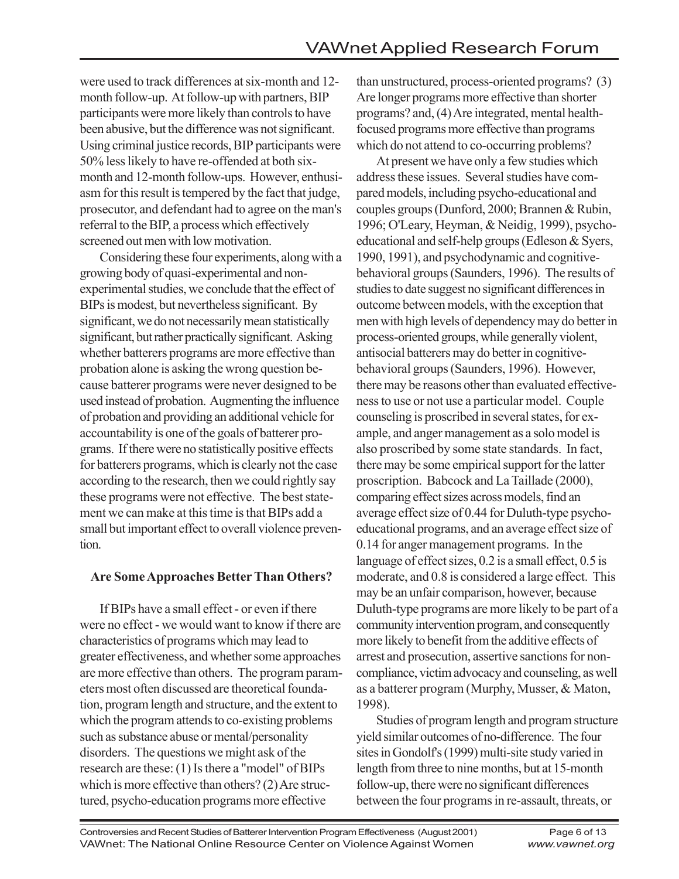were used to track differences at six-month and 12-month follow-up. At follow-up with partners, BIP participants were more likely than controls to have been abusive, but the difference was not significant. Using criminal justice records, BIP participants were 50% less likely to have re-offended at both six-month and 12-month follow-ups. However, enthusiasm for this result is tempered by the fact that judge, prosecutor, and defendant had to agree on the man's referral to the BIP, a process which effectively screened out men with low motivation.

Considering these four experiments, along with a growing body of quasi-experimental and non-experimental studies, we conclude that the effect of BIPs is modest, but nevertheless significant. By significant, we do not necessarily mean statistically significant, but rather practically significant. Asking whether batterers programs are more effective than probation alone is asking the wrong question because batterer programs were never designed to be used instead of probation. Augmenting the influence of probation and providing an additional vehicle for accountability is one of the goals of batterer programs. If there were no statistically positive effects for batterers programs, which is clearly not the case according to the research, then we could rightly say these programs were not effective. The best statement we can make at this time is that BIPs add a small but important effect to overall violence prevention.

### Are Some Approaches Better Than Others?

If BIPs have a small effect - or even if there were no effect - we would want to know if there are characteristics of programs which may lead to greater effectiveness, and whether some approaches are more effective than others. The program parameters most often discussed are theoretical foundation, program length and structure, and the extent to which the program attends to co-existing problems such as substance abuse or mental/personality disorders. The questions we might ask of the research are these: (1) Is there a "model" of BIPs which is more effective than others? (2) Are structured, psycho-education programs more effective than unstructured, process-oriented programs? (3) Are longer programs more effective than shorter programs? and, (4) Are integrated, mental health-focused programs more effective than programs which do not attend to co-occurring problems?

At present we have only a few studies which address these issues. Several studies have compared models, including psycho-educational and couples groups (Dunford, 2000; Brannen & Rubin, 1996; O'Leary, Heyman, & Neidig, 1999), psycho-educational and self-help groups (Edleson & Syers, 1990, 1991), and psychodynamic and cognitive-behavioral groups (Saunders, 1996). The results of studies to date suggest no significant differences in outcome between models, with the exception that men with high levels of dependency may do better in process-oriented groups, while generally violent, antisocial batterers may do better in cognitive-behavioral groups (Saunders, 1996). However, there may be reasons other than evaluated effectiveness to use or not use a particular model. Couple counseling is proscribed in several states, for example, and anger management as a solo model is also proscribed by some state standards. In fact, there may be some empirical support for the latter proscription. Babcock and La Taillade (2000), comparing effect sizes across models, find an average effect size of 0.44 for Duluth-type psycho-educational programs, and an average effect size of 0.14 for anger management programs. In the language of effect sizes, 0.2 is a small effect, 0.5 is moderate, and 0.8 is considered a large effect. This may be an unfair comparison, however, because Duluth-type programs are more likely to be part of a community intervention program, and consequently more likely to benefit from the additive effects of arrest and prosecution, assertive sanctions for non-compliance, victim advocacy and counseling, as well as a batterer program (Murphy, Musser, & Maton, 1998).

Studies of program length and program structure yield similar outcomes of no-difference. The four sites in Gondolf's (1999) multi-site study varied in length from three to nine months, but at 15-month follow-up, there were no significant differences between the four programs in re-assault, threats, or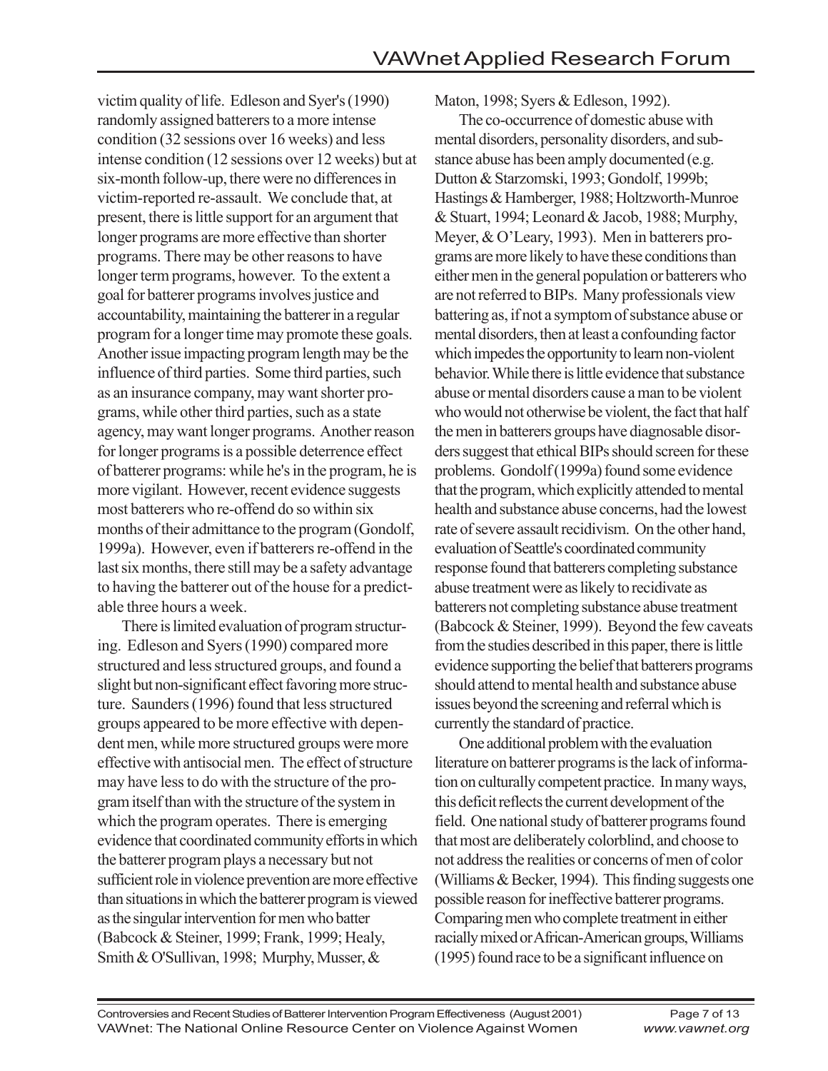victim quality of life. Edleson and Syer's (1990) randomly assigned batterers to a more intense condition (32 sessions over 16 weeks) and less intense condition (12 sessions over 12 weeks) but at six-month follow-up, there were no differences in victim-reported re-assault. We conclude that, at present, there is little support for an argument that longer programs are more effective than shorter programs. There may be other reasons to have longer term programs, however. To the extent a goal for batterer programs involves justice and accountability, maintaining the batterer in a regular program for a longer time may promote these goals. Another issue impacting program length may be the influence of third parties. Some third parties, such as an insurance company, may want shorter programs, while other third parties, such as a state agency, may want longer programs. Another reason for longer programs is a possible deterrence effect of batterer programs: while he's in the program, he is more vigilant. However, recent evidence suggests most batterers who re-offend do so within six months of their admittance to the program (Gondolf, 1999a). However, even if batterers re-offend in the last six months, there still may be a safety advantage to having the batterer out of the house for a predictable three hours a week.

There is limited evaluation of program structuring. Edleson and Syers (1990) compared more structured and less structured groups, and found a slight but non-significant effect favoring more structure. Saunders (1996) found that less structured groups appeared to be more effective with dependent men, while more structured groups were more effective with antisocial men. The effect of structure may have less to do with the structure of the program itself than with the structure of the system in which the program operates. There is emerging evidence that coordinated community efforts in which the batterer program plays a necessary but not sufficient role in violence prevention are more effective than situations in which the batterer program is viewed as the singular intervention for men who batter (Babcock & Steiner, 1999; Frank, 1999; Healy, Smith & O'Sullivan, 1998; Murphy, Musser, & Maton, 1998; Syers & Edleson, 1992).

The co-occurrence of domestic abuse with mental disorders, personality disorders, and substance abuse has been amply documented (e.g. Dutton & Starzomski, 1993; Gondolf, 1999b; Hastings & Hamberger, 1988; Holtzworth-Munroe & Stuart, 1994; Leonard & Jacob, 1988; Murphy, Meyer, & O'Leary, 1993). Men in batterers programs are more likely to have these conditions than either men in the general population or batterers who are not referred to BIPs. Many professionals view battering as, if not a symptom of substance abuse or mental disorders, then at least a confounding factor which impedes the opportunity to learn non-violent behavior. While there is little evidence that substance abuse or mental disorders cause a man to be violent who would not otherwise be violent, the fact that half the men in batterers groups have diagnosable disorders suggest that ethical BIPs should screen for these problems. Gondolf (1999a) found some evidence that the program, which explicitly attended to mental health and substance abuse concerns, had the lowest rate of severe assault recidivism. On the other hand, evaluation of Seattle's coordinated community response found that batterers completing substance abuse treatment were as likely to recidivate as batterers not completing substance abuse treatment (Babcock & Steiner, 1999). Beyond the few caveats from the studies described in this paper, there is little evidence supporting the belief that batterers programs should attend to mental health and substance abuse issues beyond the screening and referral which is currently the standard of practice.

One additional problem with the evaluation literature on batterer programs is the lack of information on culturally competent practice. In many ways, this deficit reflects the current development of the field. One national study of batterer programs found that most are deliberately colorblind, and choose to not address the realities or concerns of men of color (Williams & Becker, 1994). This finding suggests one possible reason for ineffective batterer programs. Comparing men who complete treatment in either racially mixed or African-American groups, Williams (1995) found race to be a significant influence on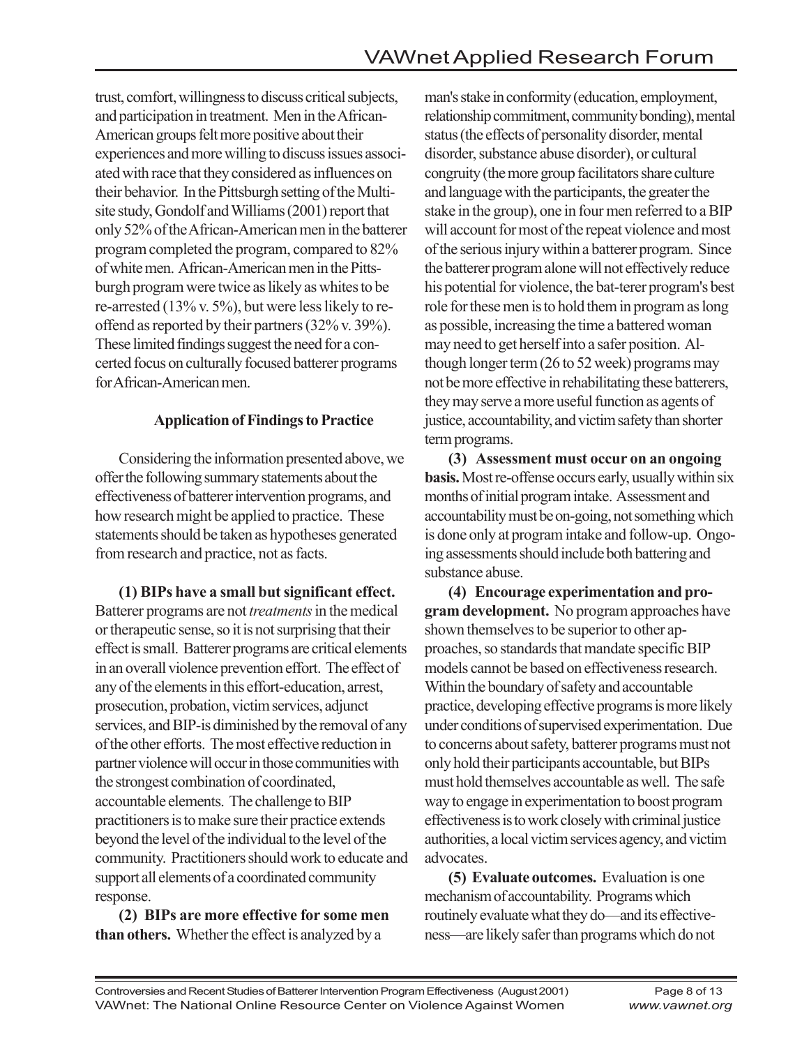trust, comfort, willingness to discuss critical subjects, and participation in treatment. Men in the African-American groups felt more positive about their experiences and more willing to discuss issues associated with race that they considered as influences on their behavior. In the Pittsburgh setting of the Multisite study, Gondolf and Williams (2001) report that only 52% of the African-American men in the batterer program completed the program, compared to 82% of white men. African-American men in the Pittsburgh program were twice as likely as whites to be re-arrested (13% v. 5%), but were less likely to re-offend as reported by their partners (32% v. 39%). These limited findings suggest the need for a concerted focus on culturally focused batterer programs for African-American men.

### Application of Findings to Practice

Considering the information presented above, we offer the following summary statements about the effectiveness of batterer intervention programs, and how research might be applied to practice. These statements should be taken as hypotheses generated from research and practice, not as facts.

**(1) BIPs have a small but significant effect.** Batterer programs are not *treatments* in the medical or therapeutic sense, so it is not surprising that their effect is small. Batterer programs are critical elements in an overall violence prevention effort. The effect of any of the elements in this effort-education, arrest, prosecution, probation, victim services, adjunct services, and BIP-is diminished by the removal of any of the other efforts. The most effective reduction in partner violence will occur in those communities with the strongest combination of coordinated, accountable elements. The challenge to BIP practitioners is to make sure their practice extends beyond the level of the individual to the level of the community. Practitioners should work to educate and support all elements of a coordinated community response.

**(2) BIPs are more effective for some men than others.** Whether the effect is analyzed by a man's stake in conformity (education, employment, relationship commitment, community bonding), mental status (the effects of personality disorder, mental disorder, substance abuse disorder), or cultural congruity (the more group facilitators share culture and language with the participants, the greater the stake in the group), one in four men referred to a BIP will account for most of the repeat violence and most of the serious injury within a batterer program. Since the batterer program alone will not effectively reduce his potential for violence, the bat-terer program's best role for these men is to hold them in program as long as possible, increasing the time a battered woman may need to get herself into a safer position. Although longer term (26 to 52 week) programs may not be more effective in rehabilitating these batterers, they may serve a more useful function as agents of justice, accountability, and victim safety than shorter term programs.

**(3) Assessment must occur on an ongoing basis.** Most re-offense occurs early, usually within six months of initial program intake. Assessment and accountability must be on-going, not something which is done only at program intake and follow-up. Ongoing assessments should include both battering and substance abuse.

**(4) Encourage experimentation and program development.** No program approaches have shown themselves to be superior to other approaches, so standards that mandate specific BIP models cannot be based on effectiveness research. Within the boundary of safety and accountable practice, developing effective programs is more likely under conditions of supervised experimentation. Due to concerns about safety, batterer programs must not only hold their participants accountable, but BIPs must hold themselves accountable as well. The safe way to engage in experimentation to boost program effectiveness is to work closely with criminal justice authorities, a local victim services agency, and victim advocates.

**(5) Evaluate outcomes.** Evaluation is one mechanism of accountability. Programs which routinely evaluate what they do—and its effectiveness—are likely safer than programs which do not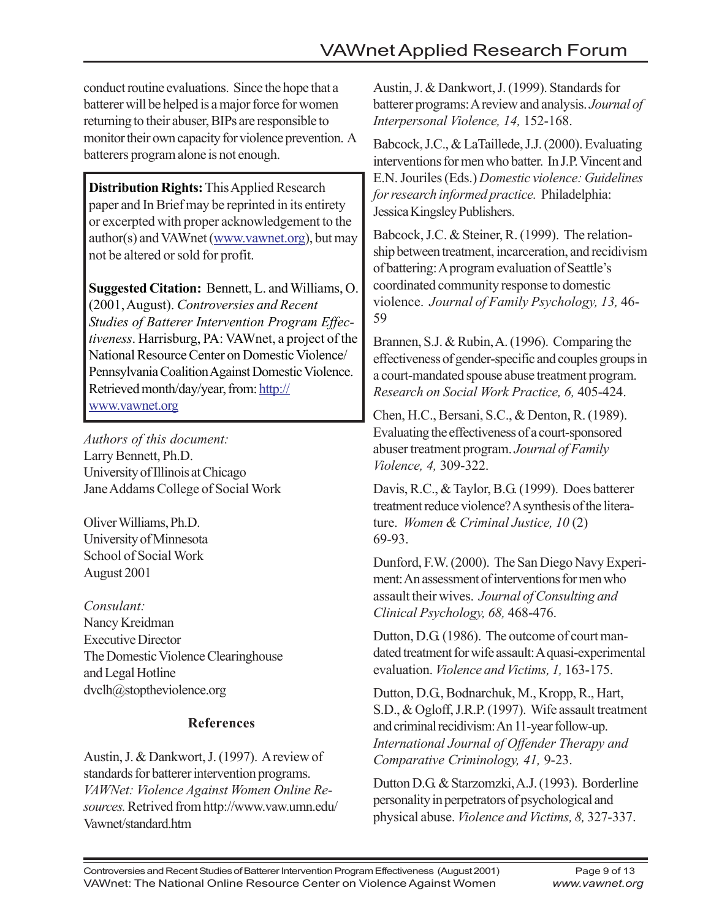conduct routine evaluations. Since the hope that a batterer will be helped is a major force for women returning to their abuser, BIPs are responsible to monitor their own capacity for violence prevention. A batterers program alone is not enough.

**Distribution Rights:** This Applied Research paper and In Brief may be reprinted in its entirety or excerpted with proper acknowledgement to the author(s) and VAWnet (www.vawnet.org), but may not be altered or sold for profit.

**Suggested Citation:** Bennett, L. and Williams, O. (2001, August). *Controversies and Recent Studies of Batterer Intervention Program Effectiveness*. Harrisburg, PA: VAWnet, a project of the National Resource Center on Domestic Violence/ Pennsylvania Coalition Against Domestic Violence. Retrieved month/day/year, from: http://www.vawnet.org

*Authors of this document:*
Larry Bennett, Ph.D.
University of Illinois at Chicago
Jane Addams College of Social Work

Oliver Williams, Ph.D.
University of Minnesota
School of Social Work
August 2001

*Consulant:*
Nancy Kreidman
Executive Director
The Domestic Violence Clearinghouse and Legal Hotline
dvclh@stoptheviolence.org

### References

Austin, J. & Dankwort, J. (1997). A review of standards for batterer intervention programs. *VAWNet: Violence Against Women Online Resources.* Retrived from http://www.vaw.umn.edu/Vawnet/standard.htm

Austin, J. & Dankwort, J. (1999). Standards for batterer programs: A review and analysis. *Journal of Interpersonal Violence, 14,* 152-168.

Babcock, J.C., & LaTaillede, J.J. (2000). Evaluating interventions for men who batter. In J.P. Vincent and E.N. Jouriles (Eds.) *Domestic violence: Guidelines for research informed practice.* Philadelphia: Jessica Kingsley Publishers.

Babcock, J.C. & Steiner, R. (1999). The relationship between treatment, incarceration, and recidivism of battering: A program evaluation of Seattle's coordinated community response to domestic violence. *Journal of Family Psychology, 13,* 46-59

Brannen, S.J. & Rubin, A. (1996). Comparing the effectiveness of gender-specific and couples groups in a court-mandated spouse abuse treatment program. *Research on Social Work Practice, 6,* 405-424.

Chen, H.C., Bersani, S.C., & Denton, R. (1989). Evaluating the effectiveness of a court-sponsored abuser treatment program. *Journal of Family Violence, 4,* 309-322.

Davis, R.C., & Taylor, B.G. (1999). Does batterer treatment reduce violence? A synthesis of the literature. *Women & Criminal Justice, 10* (2) 69-93.

Dunford, F.W. (2000). The San Diego Navy Experiment: An assessment of interventions for men who assault their wives. *Journal of Consulting and Clinical Psychology, 68,* 468-476.

Dutton, D.G. (1986). The outcome of court mandated treatment for wife assault: A quasi-experimental evaluation. *Violence and Victims, 1,* 163-175.

Dutton, D.G., Bodnarchuk, M., Kropp, R., Hart, S.D., & Ogloff, J.R.P. (1997). Wife assault treatment and criminal recidivism: An 11-year follow-up. *International Journal of Offender Therapy and Comparative Criminology, 41,* 9-23.

Dutton D.G. & Starzomzki, A.J. (1993). Borderline personality in perpetrators of psychological and physical abuse. *Violence and Victims, 8,* 327-337.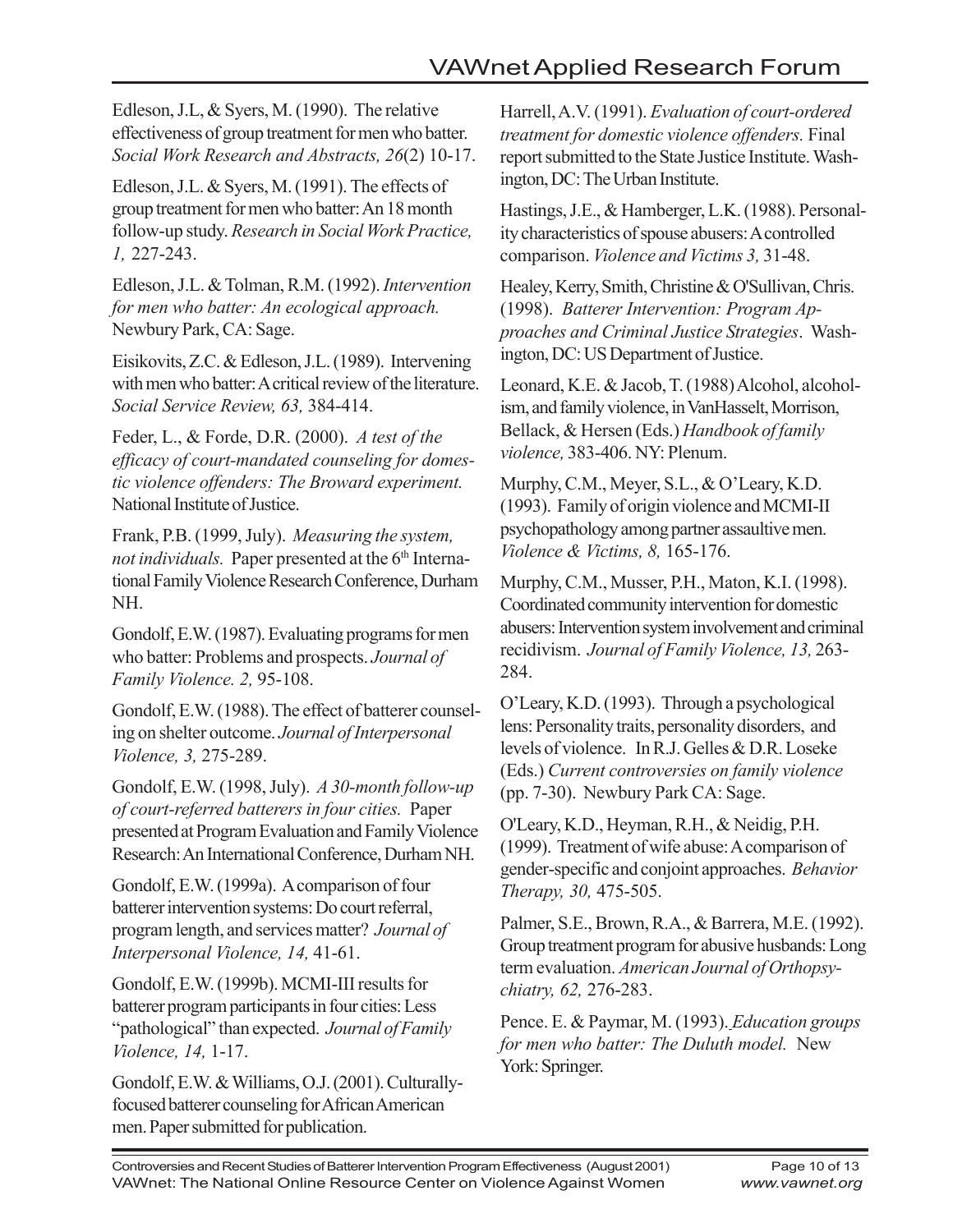Edleson, J.L, & Syers, M. (1990). The relative effectiveness of group treatment for men who batter. *Social Work Research and Abstracts, 26*(2) 10-17.

Edleson, J.L. & Syers, M. (1991). The effects of group treatment for men who batter: An 18 month follow-up study. *Research in Social Work Practice, 1,* 227-243.

Edleson, J.L. & Tolman, R.M. (1992). *Intervention for men who batter: An ecological approach.* Newbury Park, CA: Sage.

Eisikovits, Z.C. & Edleson, J.L. (1989). Intervening with men who batter: A critical review of the literature. *Social Service Review, 63,* 384-414.

Feder, L., & Forde, D.R. (2000). *A test of the efficacy of court-mandated counseling for domestic violence offenders: The Broward experiment.* National Institute of Justice.

Frank, P.B. (1999, July). *Measuring the system, not individuals.* Paper presented at the 6th International Family Violence Research Conference, Durham NH.

Gondolf, E.W. (1987). Evaluating programs for men who batter: Problems and prospects. *Journal of Family Violence. 2,* 95-108.

Gondolf, E.W. (1988). The effect of batterer counseling on shelter outcome. *Journal of Interpersonal Violence, 3,* 275-289.

Gondolf, E.W. (1998, July). *A 30-month follow-up of court-referred batterers in four cities.* Paper presented at Program Evaluation and Family Violence Research: An International Conference, Durham NH.

Gondolf, E.W. (1999a). A comparison of four batterer intervention systems: Do court referral, program length, and services matter? *Journal of Interpersonal Violence, 14,* 41-61.

Gondolf, E.W. (1999b). MCMI-III results for batterer program participants in four cities: Less "pathological" than expected. *Journal of Family Violence, 14,* 1-17.

Gondolf, E.W. & Williams, O.J. (2001). Culturally-focused batterer counseling for African American men. Paper submitted for publication.

Harrell, A.V. (1991). *Evaluation of court-ordered treatment for domestic violence offenders.* Final report submitted to the State Justice Institute. Washington, DC: The Urban Institute.

Hastings, J.E., & Hamberger, L.K. (1988). Personality characteristics of spouse abusers: A controlled comparison. *Violence and Victims 3,* 31-48.

Healey, Kerry, Smith, Christine & O'Sullivan, Chris. (1998). *Batterer Intervention: Program Approaches and Criminal Justice Strategies*. Washington, DC: US Department of Justice.

Leonard, K.E. & Jacob, T. (1988) Alcohol, alcoholism, and family violence, in VanHasselt, Morrison, Bellack, & Hersen (Eds.) *Handbook of family violence,* 383-406. NY: Plenum.

Murphy, C.M., Meyer, S.L., & O'Leary, K.D. (1993). Family of origin violence and MCMI-II psychopathology among partner assaultive men. *Violence & Victims, 8,* 165-176.

Murphy, C.M., Musser, P.H., Maton, K.I. (1998). Coordinated community intervention for domestic abusers: Intervention system involvement and criminal recidivism. *Journal of Family Violence, 13,* 263-284.

O'Leary, K.D. (1993). Through a psychological lens: Personality traits, personality disorders, and levels of violence. In R.J. Gelles & D.R. Loseke (Eds.) *Current controversies on family violence* (pp. 7-30). Newbury Park CA: Sage.

O'Leary, K.D., Heyman, R.H., & Neidig, P.H. (1999). Treatment of wife abuse: A comparison of gender-specific and conjoint approaches. *Behavior Therapy, 30,* 475-505.

Palmer, S.E., Brown, R.A., & Barrera, M.E. (1992). Group treatment program for abusive husbands: Long term evaluation. *American Journal of Orthopsychiatry, 62,* 276-283.

Pence. E. & Paymar, M. (1993). *Education groups for men who batter: The Duluth model.* New York: Springer.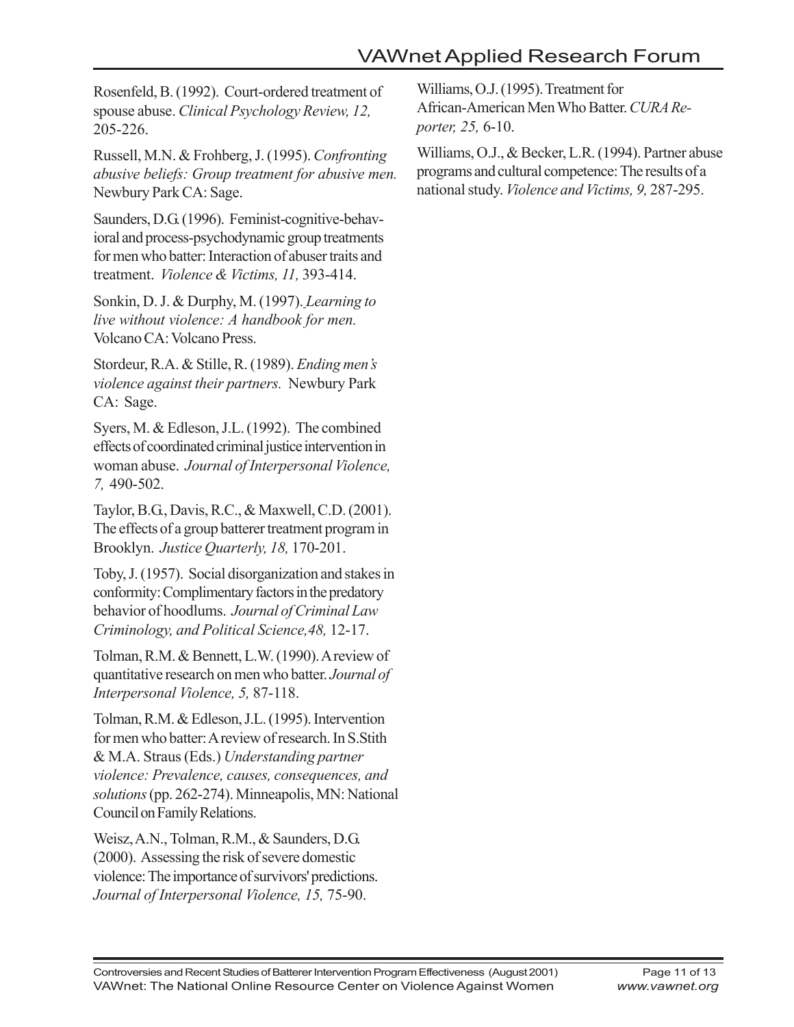Rosenfeld, B. (1992). Court-ordered treatment of spouse abuse. *Clinical Psychology Review, 12,* 205-226.

Russell, M.N. & Frohberg, J. (1995). *Confronting abusive beliefs: Group treatment for abusive men.* Newbury Park CA: Sage.

Saunders, D.G. (1996). Feminist-cognitive-behavioral and process-psychodynamic group treatments for men who batter: Interaction of abuser traits and treatment. *Violence & Victims, 11,* 393-414.

Sonkin, D. J. & Durphy, M. (1997). *Learning to live without violence: A handbook for men.* Volcano CA: Volcano Press.

Stordeur, R.A. & Stille, R. (1989). *Ending men's violence against their partners.* Newbury Park CA: Sage.

Syers, M. & Edleson, J.L. (1992). The combined effects of coordinated criminal justice intervention in woman abuse. *Journal of Interpersonal Violence, 7,* 490-502.

Taylor, B.G., Davis, R.C., & Maxwell, C.D. (2001). The effects of a group batterer treatment program in Brooklyn. *Justice Quarterly, 18,* 170-201.

Toby, J. (1957). Social disorganization and stakes in conformity: Complimentary factors in the predatory behavior of hoodlums. *Journal of Criminal Law Criminology, and Political Science,48,* 12-17.

Tolman, R.M. & Bennett, L.W. (1990). A review of quantitative research on men who batter. *Journal of Interpersonal Violence, 5,* 87-118.

Tolman, R.M. & Edleson, J.L. (1995). Intervention for men who batter: A review of research. In S.Stith & M.A. Straus (Eds.) *Understanding partner violence: Prevalence, causes, consequences, and solutions* (pp. 262-274). Minneapolis, MN: National Council on Family Relations.

Weisz, A.N., Tolman, R.M., & Saunders, D.G. (2000). Assessing the risk of severe domestic violence: The importance of survivors' predictions. *Journal of Interpersonal Violence, 15,* 75-90.

Williams, O.J. (1995). Treatment for African-American Men Who Batter. *CURA Reporter, 25,* 6-10.

Williams, O.J., & Becker, L.R. (1994). Partner abuse programs and cultural competence: The results of a national study. *Violence and Victims, 9,* 287-295.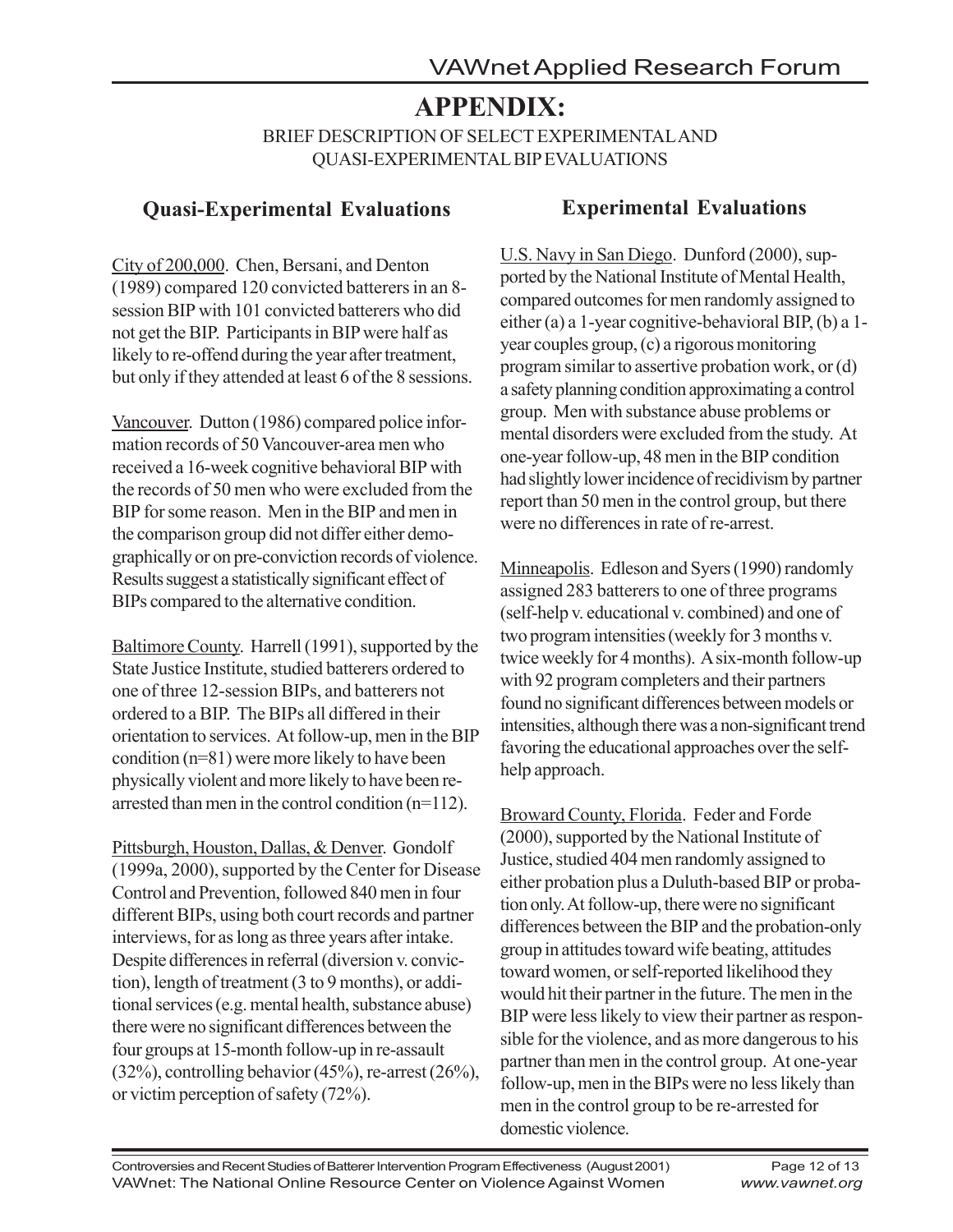# APPENDIX:

BRIEF DESCRIPTION OF SELECT EXPERIMENTAL AND QUASI-EXPERIMENTAL BIP EVALUATIONS

## Quasi-Experimental Evaluations

City of 200,000. Chen, Bersani, and Denton (1989) compared 120 convicted batterers in an 8-session BIP with 101 convicted batterers who did not get the BIP. Participants in BIP were half as likely to re-offend during the year after treatment, but only if they attended at least 6 of the 8 sessions.

Vancouver. Dutton (1986) compared police information records of 50 Vancouver-area men who received a 16-week cognitive behavioral BIP with the records of 50 men who were excluded from the BIP for some reason. Men in the BIP and men in the comparison group did not differ either demographically or on pre-conviction records of violence. Results suggest a statistically significant effect of BIPs compared to the alternative condition.

Baltimore County. Harrell (1991), supported by the State Justice Institute, studied batterers ordered to one of three 12-session BIPs, and batterers not ordered to a BIP. The BIPs all differed in their orientation to services. At follow-up, men in the BIP condition (n=81) were more likely to have been physically violent and more likely to have been re-arrested than men in the control condition (n=112).

Pittsburgh, Houston, Dallas, & Denver. Gondolf (1999a, 2000), supported by the Center for Disease Control and Prevention, followed 840 men in four different BIPs, using both court records and partner interviews, for as long as three years after intake. Despite differences in referral (diversion v. conviction), length of treatment (3 to 9 months), or additional services (e.g. mental health, substance abuse) there were no significant differences between the four groups at 15-month follow-up in re-assault (32%), controlling behavior (45%), re-arrest (26%), or victim perception of safety (72%).

## Experimental Evaluations

U.S. Navy in San Diego. Dunford (2000), supported by the National Institute of Mental Health, compared outcomes for men randomly assigned to either (a) a 1-year cognitive-behavioral BIP, (b) a 1-year couples group, (c) a rigorous monitoring program similar to assertive probation work, or (d) a safety planning condition approximating a control group. Men with substance abuse problems or mental disorders were excluded from the study. At one-year follow-up, 48 men in the BIP condition had slightly lower incidence of recidivism by partner report than 50 men in the control group, but there were no differences in rate of re-arrest.

Minneapolis. Edleson and Syers (1990) randomly assigned 283 batterers to one of three programs (self-help v. educational v. combined) and one of two program intensities (weekly for 3 months v. twice weekly for 4 months). A six-month follow-up with 92 program completers and their partners found no significant differences between models or intensities, although there was a non-significant trend favoring the educational approaches over the self-help approach.

Broward County, Florida. Feder and Forde (2000), supported by the National Institute of Justice, studied 404 men randomly assigned to either probation plus a Duluth-based BIP or probation only. At follow-up, there were no significant differences between the BIP and the probation-only group in attitudes toward wife beating, attitudes toward women, or self-reported likelihood they would hit their partner in the future. The men in the BIP were less likely to view their partner as responsible for the violence, and as more dangerous to his partner than men in the control group. At one-year follow-up, men in the BIPs were no less likely than men in the control group to be re-arrested for domestic violence.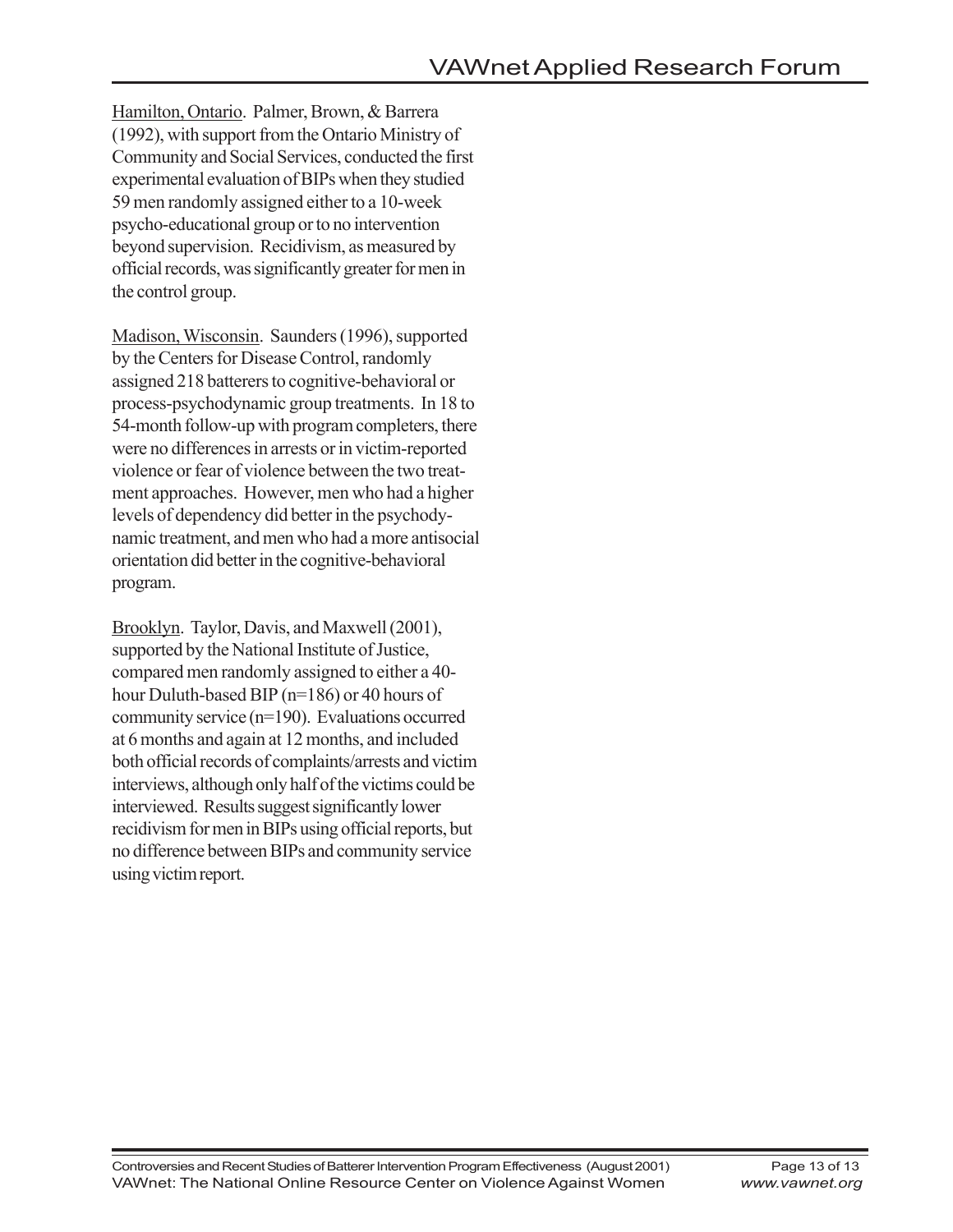Hamilton, Ontario. Palmer, Brown, & Barrera (1992), with support from the Ontario Ministry of Community and Social Services, conducted the first experimental evaluation of BIPs when they studied 59 men randomly assigned either to a 10-week psycho-educational group or to no intervention beyond supervision. Recidivism, as measured by official records, was significantly greater for men in the control group.

Madison, Wisconsin. Saunders (1996), supported by the Centers for Disease Control, randomly assigned 218 batterers to cognitive-behavioral or process-psychodynamic group treatments. In 18 to 54-month follow-up with program completers, there were no differences in arrests or in victim-reported violence or fear of violence between the two treatment approaches. However, men who had a higher levels of dependency did better in the psychodynamic treatment, and men who had a more antisocial orientation did better in the cognitive-behavioral program.

Brooklyn. Taylor, Davis, and Maxwell (2001), supported by the National Institute of Justice, compared men randomly assigned to either a 40-hour Duluth-based BIP (n=186) or 40 hours of community service (n=190). Evaluations occurred at 6 months and again at 12 months, and included both official records of complaints/arrests and victim interviews, although only half of the victims could be interviewed. Results suggest significantly lower recidivism for men in BIPs using official reports, but no difference between BIPs and community service using victim report.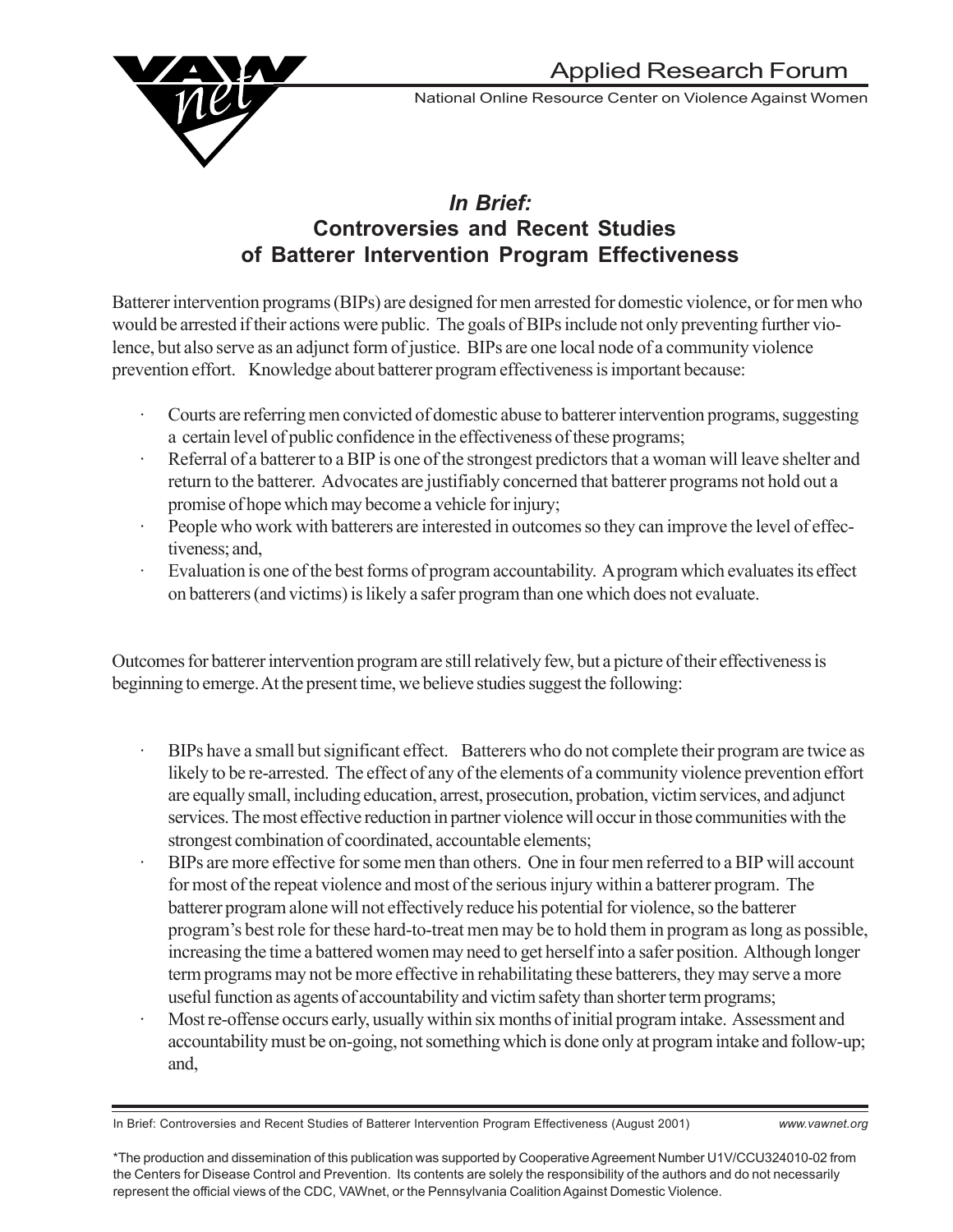Applied Research Forum

National Online Resource Center on Violence Against Women

# *In Brief:* Controversies and Recent Studies of Batterer Intervention Program Effectiveness

Batterer intervention programs (BIPs) are designed for men arrested for domestic violence, or for men who would be arrested if their actions were public. The goals of BIPs include not only preventing further violence, but also serve as an adjunct form of justice. BIPs are one local node of a community violence prevention effort. Knowledge about batterer program effectiveness is important because:

- Courts are referring men convicted of domestic abuse to batterer intervention programs, suggesting a certain level of public confidence in the effectiveness of these programs;
- Referral of a batterer to a BIP is one of the strongest predictors that a woman will leave shelter and return to the batterer. Advocates are justifiably concerned that batterer programs not hold out a promise of hope which may become a vehicle for injury;
- People who work with batterers are interested in outcomes so they can improve the level of effectiveness; and,
- Evaluation is one of the best forms of program accountability. A program which evaluates its effect on batterers (and victims) is likely a safer program than one which does not evaluate.

Outcomes for batterer intervention program are still relatively few, but a picture of their effectiveness is beginning to emerge. At the present time, we believe studies suggest the following:

- BIPs have a small but significant effect. Batterers who do not complete their program are twice as likely to be re-arrested. The effect of any of the elements of a community violence prevention effort are equally small, including education, arrest, prosecution, probation, victim services, and adjunct services. The most effective reduction in partner violence will occur in those communities with the strongest combination of coordinated, accountable elements;
- BIPs are more effective for some men than others. One in four men referred to a BIP will account for most of the repeat violence and most of the serious injury within a batterer program. The batterer program alone will not effectively reduce his potential for violence, so the batterer program's best role for these hard-to-treat men may be to hold them in program as long as possible, increasing the time a battered women may need to get herself into a safer position. Although longer term programs may not be more effective in rehabilitating these batterers, they may serve a more useful function as agents of accountability and victim safety than shorter term programs;
- Most re-offense occurs early, usually within six months of initial program intake. Assessment and accountability must be on-going, not something which is done only at program intake and follow-up; and,

\*The production and dissemination of this publication was supported by Cooperative Agreement Number U1V/CCU324010-02 from the Centers for Disease Control and Prevention. Its contents are solely the responsibility of the authors and do not necessarily represent the official views of the CDC, VAWnet, or the Pennsylvania Coalition Against Domestic Violence.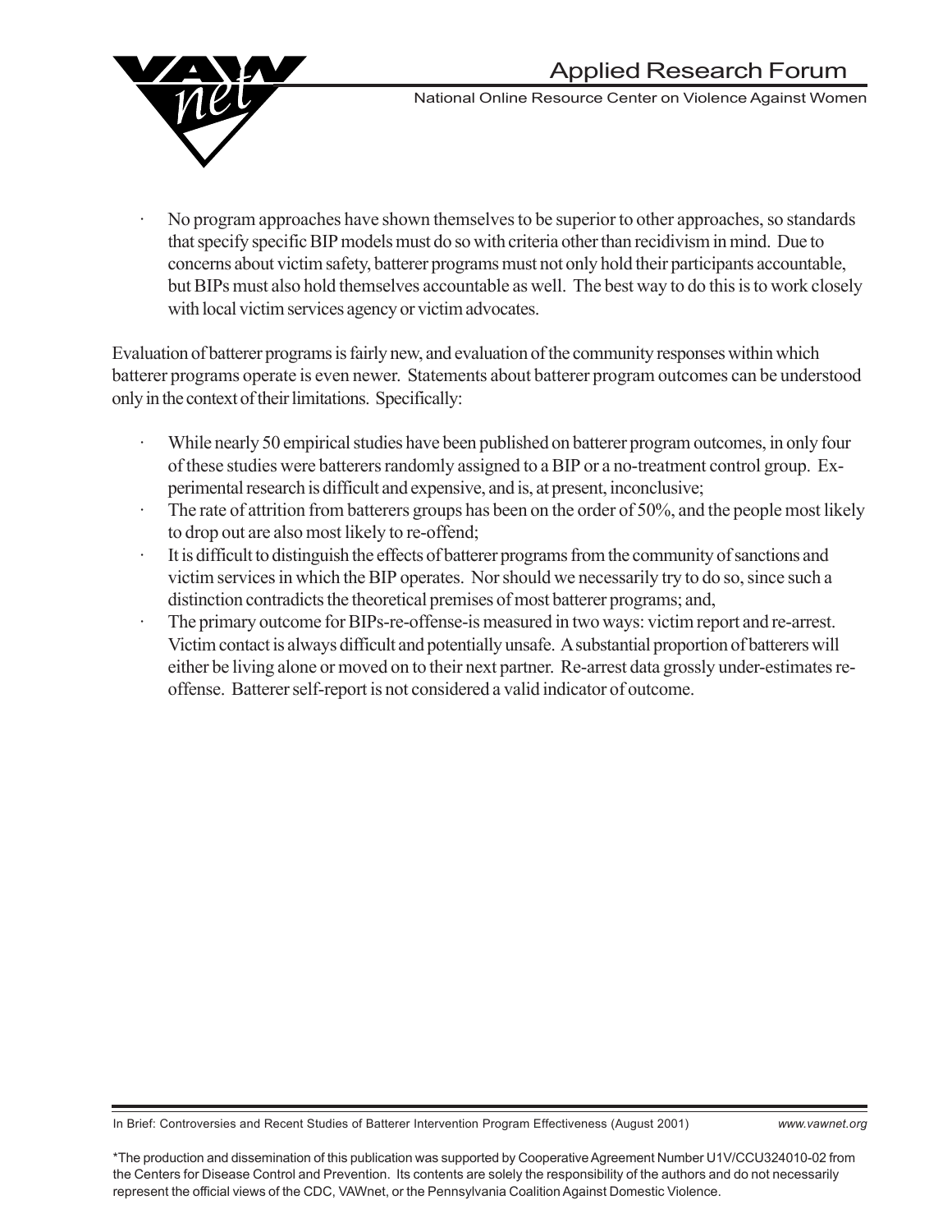- No program approaches have shown themselves to be superior to other approaches, so standards that specify specific BIP models must do so with criteria other than recidivism in mind. Due to concerns about victim safety, batterer programs must not only hold their participants accountable, but BIPs must also hold themselves accountable as well. The best way to do this is to work closely with local victim services agency or victim advocates.

Evaluation of batterer programs is fairly new, and evaluation of the community responses within which batterer programs operate is even newer. Statements about batterer program outcomes can be understood only in the context of their limitations. Specifically:

- While nearly 50 empirical studies have been published on batterer program outcomes, in only four of these studies were batterers randomly assigned to a BIP or a no-treatment control group. Experimental research is difficult and expensive, and is, at present, inconclusive;
- The rate of attrition from batterers groups has been on the order of 50%, and the people most likely to drop out are also most likely to re-offend;
- It is difficult to distinguish the effects of batterer programs from the community of sanctions and victim services in which the BIP operates. Nor should we necessarily try to do so, since such a distinction contradicts the theoretical premises of most batterer programs; and,
- The primary outcome for BIPs-re-offense-is measured in two ways: victim report and re-arrest. Victim contact is always difficult and potentially unsafe. A substantial proportion of batterers will either be living alone or moved on to their next partner. Re-arrest data grossly under-estimates re-offense. Batterer self-report is not considered a valid indicator of outcome.

*The production and dissemination of this publication was supported by Cooperative Agreement Number U1V/CCU324010-02 from the Centers for Disease Control and Prevention. Its contents are solely the responsibility of the authors and do not necessarily represent the official views of the CDC, VAWnet, or the Pennsylvania Coalition Against Domestic Violence.